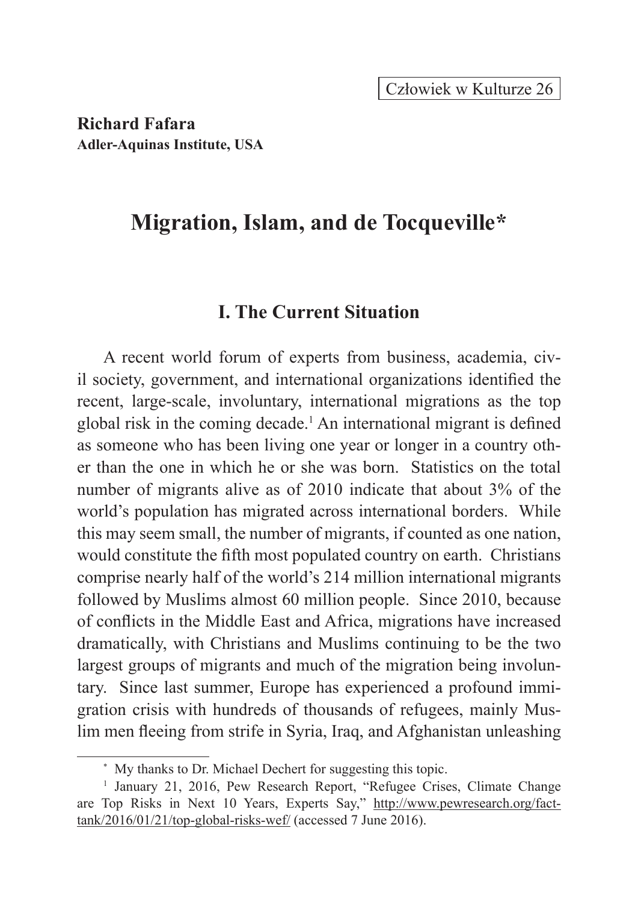Człowiek w Kulturze 26

**Richard Fafara**
**Adler-Aquinas Institute, USA**

# Migration, Islam, and de Tocqueville*

## I. The Current Situation

A recent world forum of experts from business, academia, civil society, government, and international organizations identified the recent, large-scale, involuntary, international migrations as the top global risk in the coming decade.[1] An international migrant is defined as someone who has been living one year or longer in a country other than the one in which he or she was born. Statistics on the total number of migrants alive as of 2010 indicate that about 3% of the world's population has migrated across international borders. While this may seem small, the number of migrants, if counted as one nation, would constitute the fifth most populated country on earth. Christians comprise nearly half of the world's 214 million international migrants followed by Muslims almost 60 million people. Since 2010, because of conflicts in the Middle East and Africa, migrations have increased dramatically, with Christians and Muslims continuing to be the two largest groups of migrants and much of the migration being involuntary. Since last summer, Europe has experienced a profound immigration crisis with hundreds of thousands of refugees, mainly Muslim men fleeing from strife in Syria, Iraq, and Afghanistan unleashing

---

\* My thanks to Dr. Michael Dechert for suggesting this topic.

[1] January 21, 2016, Pew Research Report, "Refugee Crises, Climate Change are Top Risks in Next 10 Years, Experts Say," http://www.pewresearch.org/fact-tank/2016/01/21/top-global-risks-wef/ (accessed 7 June 2016).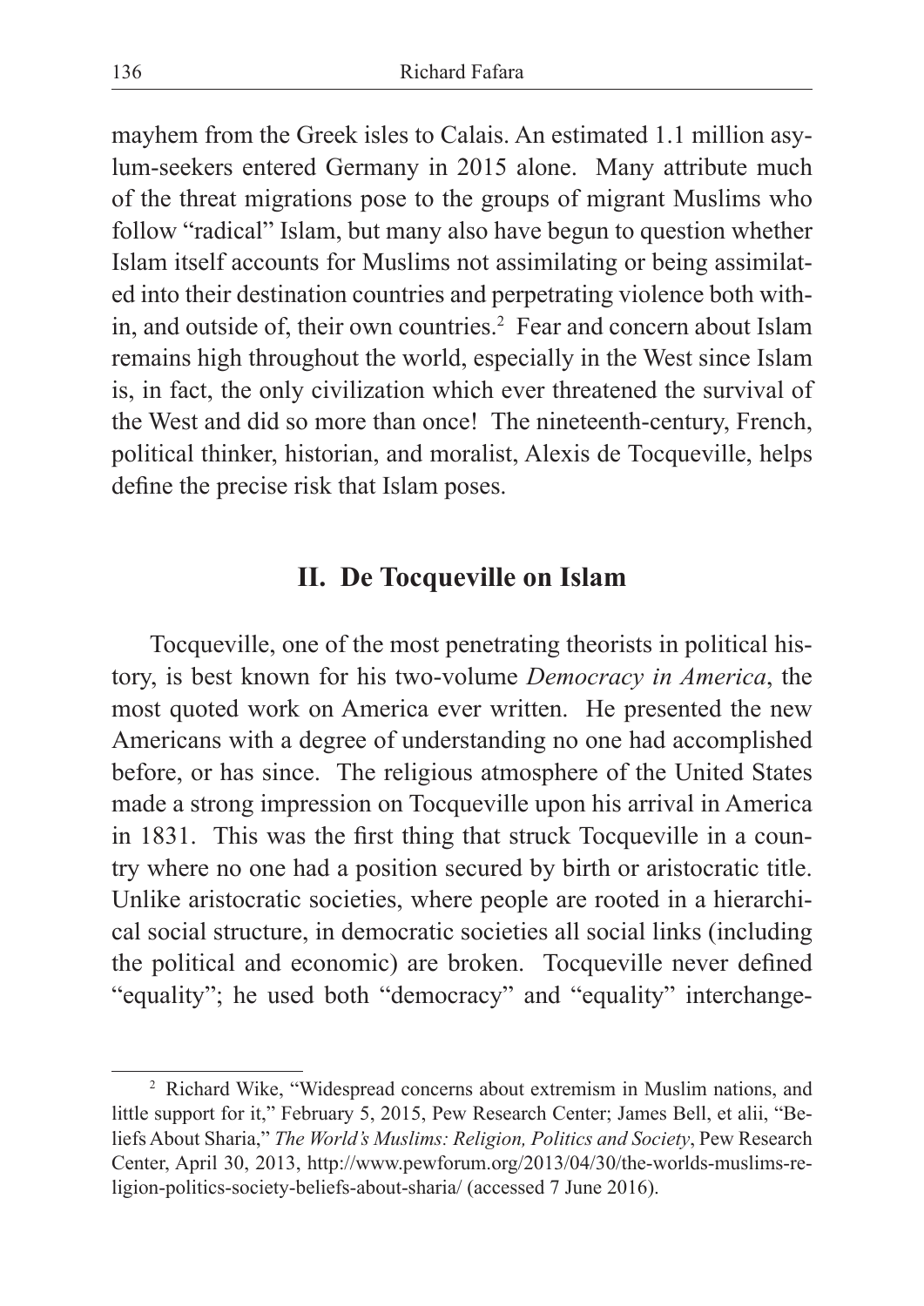mayhem from the Greek isles to Calais. An estimated 1.1 million asylum-seekers entered Germany in 2015 alone. Many attribute much of the threat migrations pose to the groups of migrant Muslims who follow "radical" Islam, but many also have begun to question whether Islam itself accounts for Muslims not assimilating or being assimilated into their destination countries and perpetrating violence both within, and outside of, their own countries.[2] Fear and concern about Islam remains high throughout the world, especially in the West since Islam is, in fact, the only civilization which ever threatened the survival of the West and did so more than once! The nineteenth-century, French, political thinker, historian, and moralist, Alexis de Tocqueville, helps define the precise risk that Islam poses.

## II. De Tocqueville on Islam

Tocqueville, one of the most penetrating theorists in political history, is best known for his two-volume *Democracy in America*, the most quoted work on America ever written. He presented the new Americans with a degree of understanding no one had accomplished before, or has since. The religious atmosphere of the United States made a strong impression on Tocqueville upon his arrival in America in 1831. This was the first thing that struck Tocqueville in a country where no one had a position secured by birth or aristocratic title. Unlike aristocratic societies, where people are rooted in a hierarchical social structure, in democratic societies all social links (including the political and economic) are broken. Tocqueville never defined "equality"; he used both "democracy" and "equality" interchange-

[2] Richard Wike, "Widespread concerns about extremism in Muslim nations, and little support for it," February 5, 2015, Pew Research Center; James Bell, et alii, "Beliefs About Sharia," *The World's Muslims: Religion, Politics and Society*, Pew Research Center, April 30, 2013, http://www.pewforum.org/2013/04/30/the-worlds-muslims-religion-politics-society-beliefs-about-sharia/ (accessed 7 June 2016).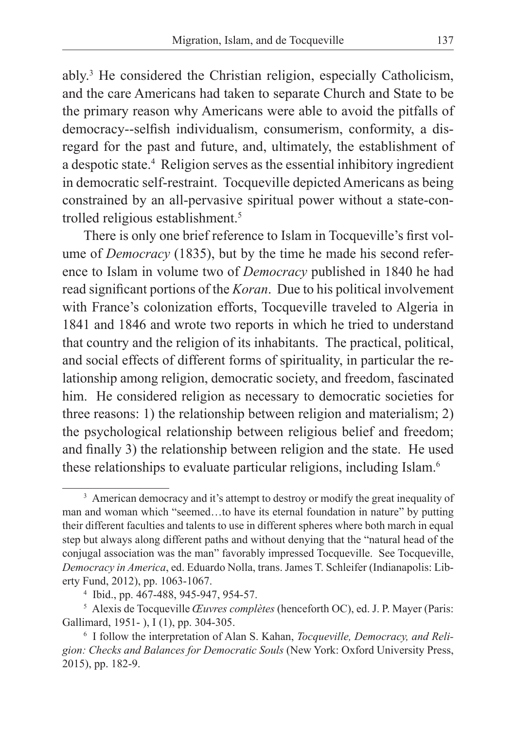ably.[3] He considered the Christian religion, especially Catholicism, and the care Americans had taken to separate Church and State to be the primary reason why Americans were able to avoid the pitfalls of democracy--selfish individualism, consumerism, conformity, a disregard for the past and future, and, ultimately, the establishment of a despotic state.[4] Religion serves as the essential inhibitory ingredient in democratic self-restraint. Tocqueville depicted Americans as being constrained by an all-pervasive spiritual power without a state-controlled religious establishment.[5]

There is only one brief reference to Islam in Tocqueville's first volume of *Democracy* (1835), but by the time he made his second reference to Islam in volume two of *Democracy* published in 1840 he had read significant portions of the *Koran*. Due to his political involvement with France's colonization efforts, Tocqueville traveled to Algeria in 1841 and 1846 and wrote two reports in which he tried to understand that country and the religion of its inhabitants. The practical, political, and social effects of different forms of spirituality, in particular the relationship among religion, democratic society, and freedom, fascinated him. He considered religion as necessary to democratic societies for three reasons: 1) the relationship between religion and materialism; 2) the psychological relationship between religious belief and freedom; and finally 3) the relationship between religion and the state. He used these relationships to evaluate particular religions, including Islam.[6]

---

[3] American democracy and it's attempt to destroy or modify the great inequality of man and woman which "seemed…to have its eternal foundation in nature" by putting their different faculties and talents to use in different spheres where both march in equal step but always along different paths and without denying that the "natural head of the conjugal association was the man" favorably impressed Tocqueville. See Tocqueville, *Democracy in America*, ed. Eduardo Nolla, trans. James T. Schleifer (Indianapolis: Liberty Fund, 2012), pp. 1063-1067.

[4] Ibid., pp. 467-488, 945-947, 954-57.

[5] Alexis de Tocqueville *Œuvres complètes* (henceforth OC), ed. J. P. Mayer (Paris: Gallimard, 1951- ), I (1), pp. 304-305.

[6] I follow the interpretation of Alan S. Kahan, *Tocqueville, Democracy, and Religion: Checks and Balances for Democratic Souls* (New York: Oxford University Press, 2015), pp. 182-9.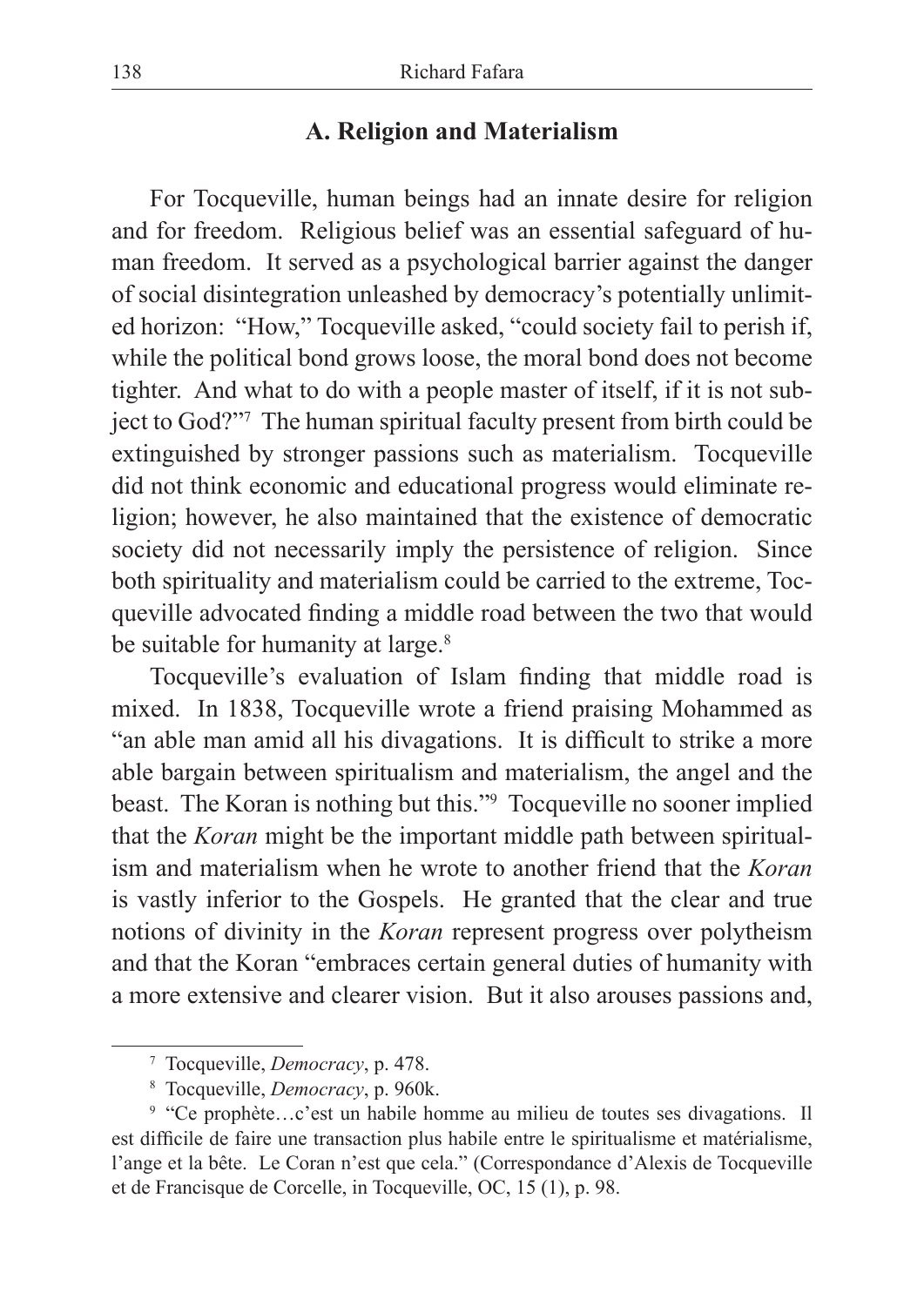## A. Religion and Materialism

For Tocqueville, human beings had an innate desire for religion and for freedom. Religious belief was an essential safeguard of human freedom. It served as a psychological barrier against the danger of social disintegration unleashed by democracy's potentially unlimited horizon: "How," Tocqueville asked, "could society fail to perish if, while the political bond grows loose, the moral bond does not become tighter. And what to do with a people master of itself, if it is not subject to God?"[7] The human spiritual faculty present from birth could be extinguished by stronger passions such as materialism. Tocqueville did not think economic and educational progress would eliminate religion; however, he also maintained that the existence of democratic society did not necessarily imply the persistence of religion. Since both spirituality and materialism could be carried to the extreme, Tocqueville advocated finding a middle road between the two that would be suitable for humanity at large.[8]

Tocqueville's evaluation of Islam finding that middle road is mixed. In 1838, Tocqueville wrote a friend praising Mohammed as "an able man amid all his divagations. It is difficult to strike a more able bargain between spiritualism and materialism, the angel and the beast. The Koran is nothing but this."[9] Tocqueville no sooner implied that the *Koran* might be the important middle path between spiritualism and materialism when he wrote to another friend that the *Koran* is vastly inferior to the Gospels. He granted that the clear and true notions of divinity in the *Koran* represent progress over polytheism and that the Koran "embraces certain general duties of humanity with a more extensive and clearer vision. But it also arouses passions and,

---

[7] Tocqueville, *Democracy*, p. 478.

[8] Tocqueville, *Democracy*, p. 960k.

[9] "Ce prophète…c'est un habile homme au milieu de toutes ses divagations. Il est difficile de faire une transaction plus habile entre le spiritualisme et matérialisme, l'ange et la bête. Le Coran n'est que cela." (Correspondance d'Alexis de Tocqueville et de Francisque de Corcelle, in Tocqueville, OC, 15 (1), p. 98.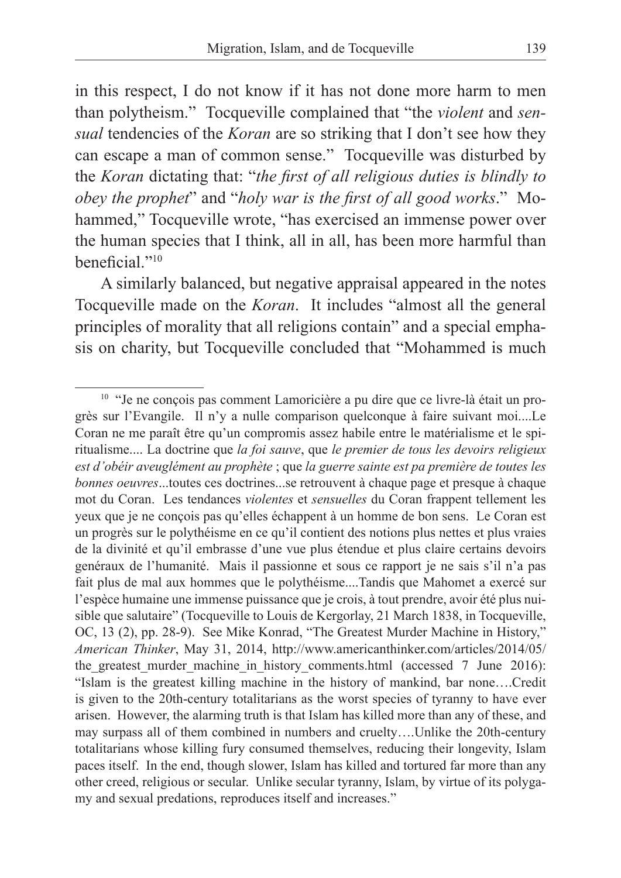in this respect, I do not know if it has not done more harm to men than polytheism." Tocqueville complained that "the *violent* and *sensual* tendencies of the *Koran* are so striking that I don't see how they can escape a man of common sense." Tocqueville was disturbed by the *Koran* dictating that: "*the first of all religious duties is blindly to obey the prophet*" and "*holy war is the first of all good works*." Mohammed," Tocqueville wrote, "has exercised an immense power over the human species that I think, all in all, has been more harmful than beneficial."[10]

A similarly balanced, but negative appraisal appeared in the notes Tocqueville made on the *Koran*. It includes "almost all the general principles of morality that all religions contain" and a special emphasis on charity, but Tocqueville concluded that "Mohammed is much

---

[10] "Je ne conçois pas comment Lamoricière a pu dire que ce livre-là était un progrès sur l'Evangile. Il n'y a nulle comparison quelconque à faire suivant moi....Le Coran ne me paraît être qu'un compromis assez habile entre le matérialisme et le spiritualisme.... La doctrine que *la foi sauve*, que *le premier de tous les devoirs religieux est d'obéir aveuglément au prophète* ; que *la guerre sainte est pa première de toutes les bonnes oeuvres*...toutes ces doctrines...se retrouvent à chaque page et presque à chaque mot du Coran. Les tendances *violentes* et *sensuelles* du Coran frappent tellement les yeux que je ne conçois pas qu'elles échappent à un homme de bon sens. Le Coran est un progrès sur le polythéisme en ce qu'il contient des notions plus nettes et plus vraies de la divinité et qu'il embrasse d'une vue plus étendue et plus claire certains devoirs genéraux de l'humanité. Mais il passionne et sous ce rapport je ne sais s'il n'a pas fait plus de mal aux hommes que le polythéisme....Tandis que Mahomet a exercé sur l'espèce humaine une immense puissance que je crois, à tout prendre, avoir été plus nuisible que salutaire" (Tocqueville to Louis de Kergorlay, 21 March 1838, in Tocqueville, OC, 13 (2), pp. 28-9). See Mike Konrad, "The Greatest Murder Machine in History," *American Thinker*, May 31, 2014, http://www.americanthinker.com/articles/2014/05/the_greatest_murder_machine_in_history_comments.html (accessed 7 June 2016): "Islam is the greatest killing machine in the history of mankind, bar none….Credit is given to the 20th-century totalitarians as the worst species of tyranny to have ever arisen. However, the alarming truth is that Islam has killed more than any of these, and may surpass all of them combined in numbers and cruelty….Unlike the 20th-century totalitarians whose killing fury consumed themselves, reducing their longevity, Islam paces itself. In the end, though slower, Islam has killed and tortured far more than any other creed, religious or secular. Unlike secular tyranny, Islam, by virtue of its polygamy and sexual predations, reproduces itself and increases."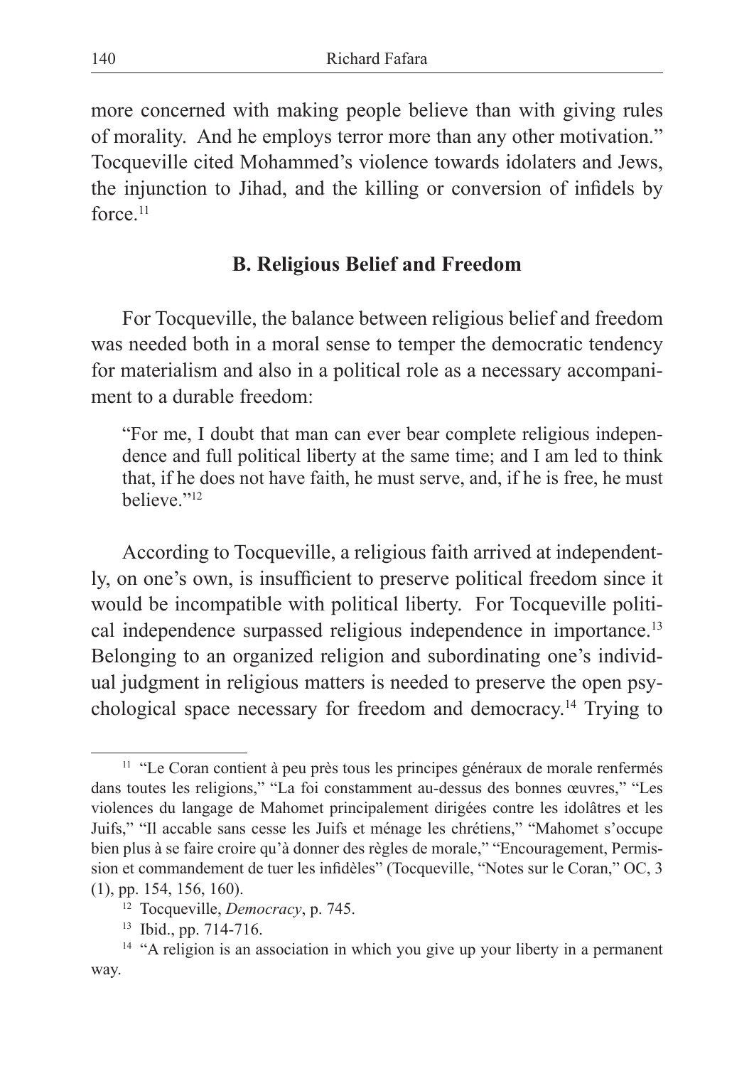more concerned with making people believe than with giving rules of morality. And he employs terror more than any other motivation." Tocqueville cited Mohammed's violence towards idolaters and Jews, the injunction to Jihad, and the killing or conversion of infidels by force.[11]

## B. Religious Belief and Freedom

For Tocqueville, the balance between religious belief and freedom was needed both in a moral sense to temper the democratic tendency for materialism and also in a political role as a necessary accompaniment to a durable freedom:

> "For me, I doubt that man can ever bear complete religious independence and full political liberty at the same time; and I am led to think that, if he does not have faith, he must serve, and, if he is free, he must believe."[12]

According to Tocqueville, a religious faith arrived at independently, on one's own, is insufficient to preserve political freedom since it would be incompatible with political liberty. For Tocqueville political independence surpassed religious independence in importance.[13] Belonging to an organized religion and subordinating one's individual judgment in religious matters is needed to preserve the open psychological space necessary for freedom and democracy.[14] Trying to

---

[11] "Le Coran contient à peu près tous les principes généraux de morale renfermés dans toutes les religions," "La foi constamment au-dessus des bonnes œuvres," "Les violences du langage de Mahomet principalement dirigées contre les idolâtres et les Juifs," "Il accable sans cesse les Juifs et ménage les chrétiens," "Mahomet s'occupe bien plus à se faire croire qu'à donner des règles de morale," "Encouragement, Permission et commandement de tuer les infidèles" (Tocqueville, "Notes sur le Coran," OC, 3 (1), pp. 154, 156, 160).

[12] Tocqueville, *Democracy*, p. 745.

[13] Ibid., pp. 714-716.

[14] "A religion is an association in which you give up your liberty in a permanent way.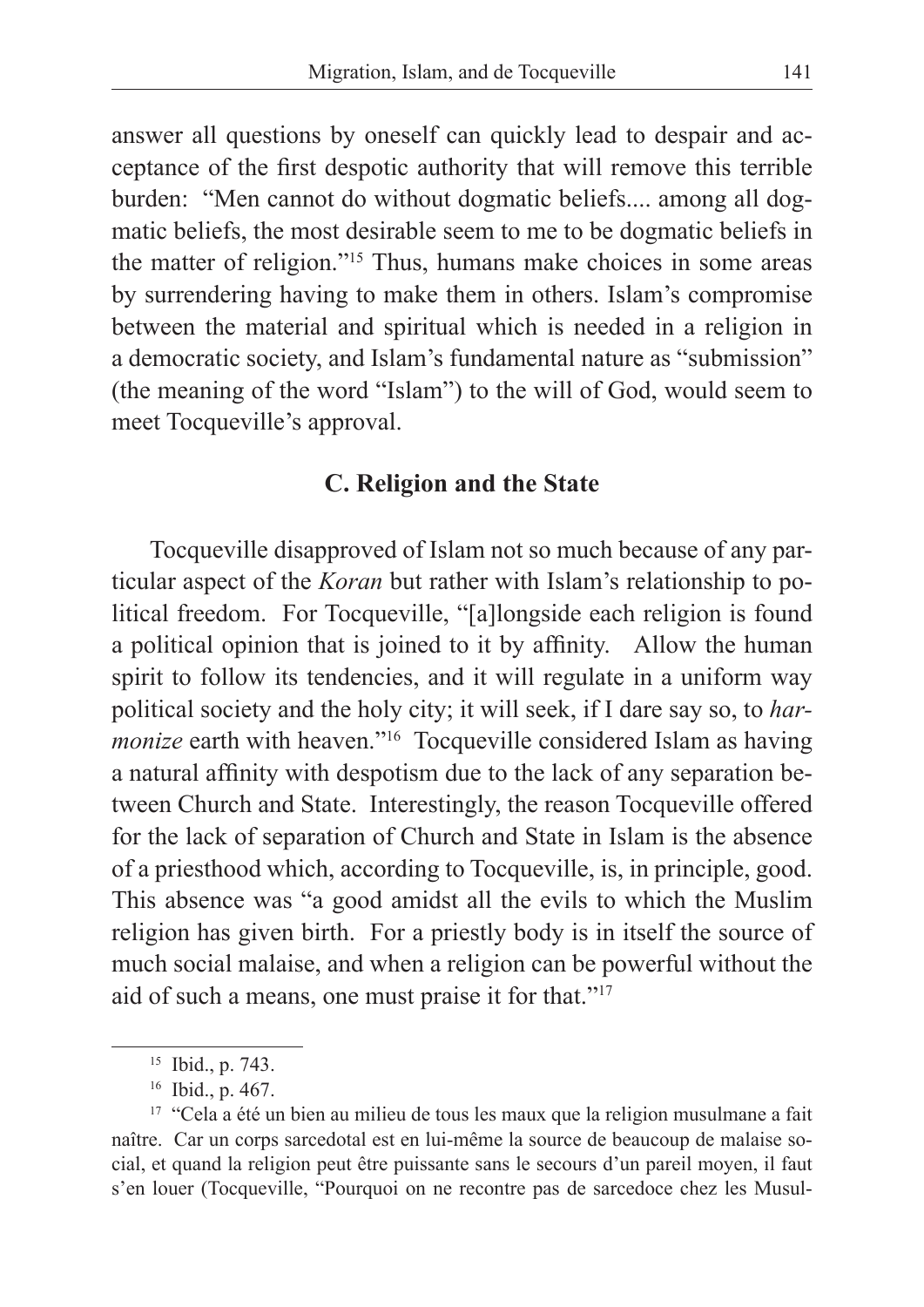answer all questions by oneself can quickly lead to despair and acceptance of the first despotic authority that will remove this terrible burden: "Men cannot do without dogmatic beliefs.... among all dogmatic beliefs, the most desirable seem to me to be dogmatic beliefs in the matter of religion."[15] Thus, humans make choices in some areas by surrendering having to make them in others. Islam's compromise between the material and spiritual which is needed in a religion in a democratic society, and Islam's fundamental nature as "submission" (the meaning of the word "Islam") to the will of God, would seem to meet Tocqueville's approval.

### C. Religion and the State

Tocqueville disapproved of Islam not so much because of any particular aspect of the *Koran* but rather with Islam's relationship to political freedom. For Tocqueville, "[a]longside each religion is found a political opinion that is joined to it by affinity. Allow the human spirit to follow its tendencies, and it will regulate in a uniform way political society and the holy city; it will seek, if I dare say so, to *harmonize* earth with heaven."[16] Tocqueville considered Islam as having a natural affinity with despotism due to the lack of any separation between Church and State. Interestingly, the reason Tocqueville offered for the lack of separation of Church and State in Islam is the absence of a priesthood which, according to Tocqueville, is, in principle, good. This absence was "a good amidst all the evils to which the Muslim religion has given birth. For a priestly body is in itself the source of much social malaise, and when a religion can be powerful without the aid of such a means, one must praise it for that."[17]

---

[15] Ibid., p. 743.

[16] Ibid., p. 467.

[17] "Cela a été un bien au milieu de tous les maux que la religion musulmane a fait naître. Car un corps sarcedotal est en lui-même la source de beaucoup de malaise social, et quand la religion peut être puissante sans le secours d'un pareil moyen, il faut s'en louer (Tocqueville, "Pourquoi on ne recontre pas de sarcedoce chez les Musul-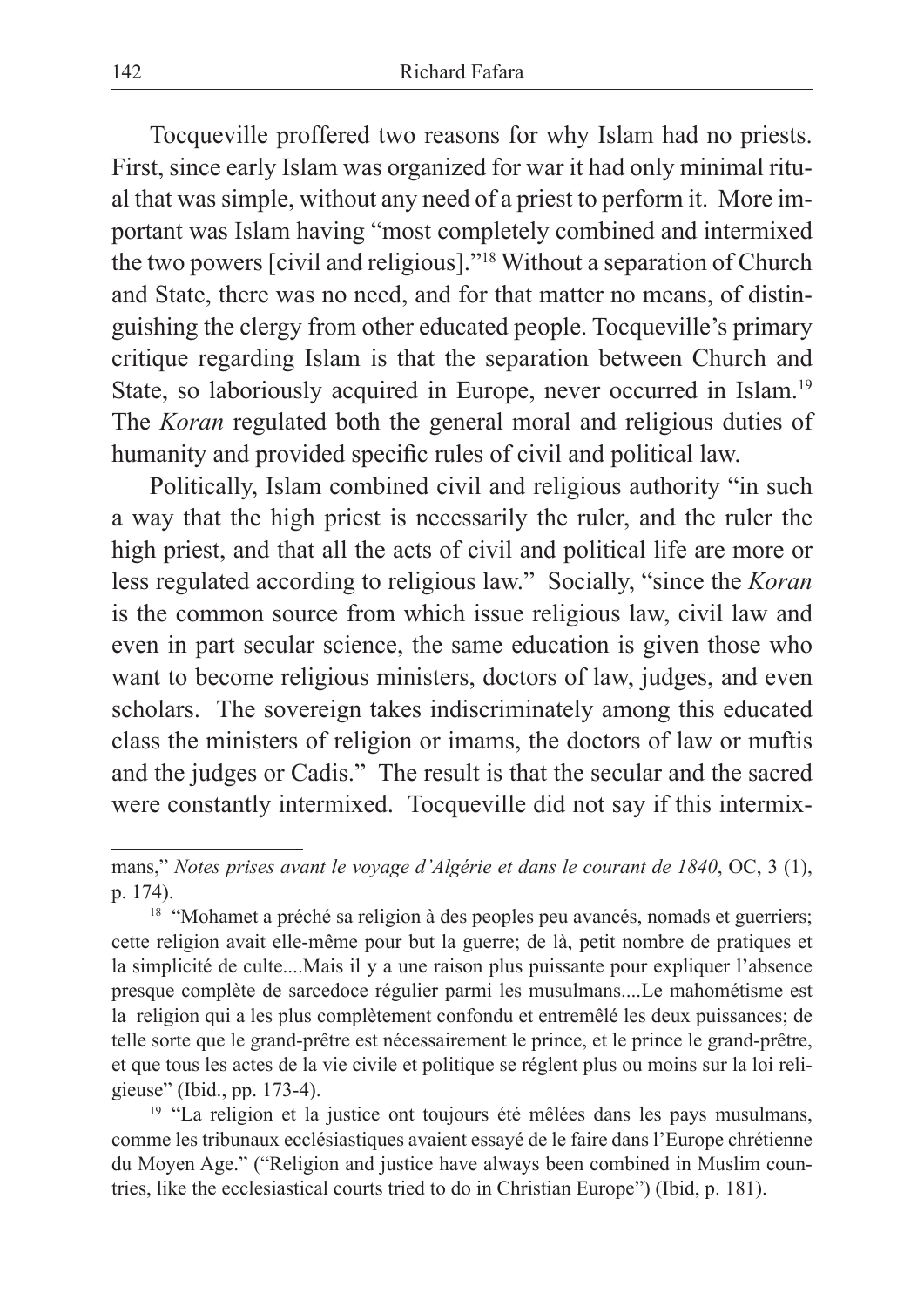Tocqueville proffered two reasons for why Islam had no priests. First, since early Islam was organized for war it had only minimal ritual that was simple, without any need of a priest to perform it. More important was Islam having "most completely combined and intermixed the two powers [civil and religious]."[18] Without a separation of Church and State, there was no need, and for that matter no means, of distinguishing the clergy from other educated people. Tocqueville's primary critique regarding Islam is that the separation between Church and State, so laboriously acquired in Europe, never occurred in Islam.[19] The *Koran* regulated both the general moral and religious duties of humanity and provided specific rules of civil and political law.

Politically, Islam combined civil and religious authority "in such a way that the high priest is necessarily the ruler, and the ruler the high priest, and that all the acts of civil and political life are more or less regulated according to religious law." Socially, "since the *Koran* is the common source from which issue religious law, civil law and even in part secular science, the same education is given those who want to become religious ministers, doctors of law, judges, and even scholars. The sovereign takes indiscriminately among this educated class the ministers of religion or imams, the doctors of law or muftis and the judges or Cadis." The result is that the secular and the sacred were constantly intermixed. Tocqueville did not say if this intermix-

---

mans," *Notes prises avant le voyage d'Algérie et dans le courant de 1840*, OC, 3 (1), p. 174).

[18] "Mohamet a préché sa religion à des peoples peu avancés, nomads et guerriers; cette religion avait elle-même pour but la guerre; de là, petit nombre de pratiques et la simplicité de culte....Mais il y a une raison plus puissante pour expliquer l'absence presque complète de sarcedoce régulier parmi les musulmans....Le mahométisme est la religion qui a les plus complètement confondu et entremêlé les deux puissances; de telle sorte que le grand-prêtre est nécessairement le prince, et le prince le grand-prêtre, et que tous les actes de la vie civile et politique se réglent plus ou moins sur la loi religieuse" (Ibid., pp. 173-4).

[19] "La religion et la justice ont toujours été mêlées dans les pays musulmans, comme les tribunaux ecclésiastiques avaient essayé de le faire dans l'Europe chrétienne du Moyen Age." ("Religion and justice have always been combined in Muslim countries, like the ecclesiastical courts tried to do in Christian Europe") (Ibid, p. 181).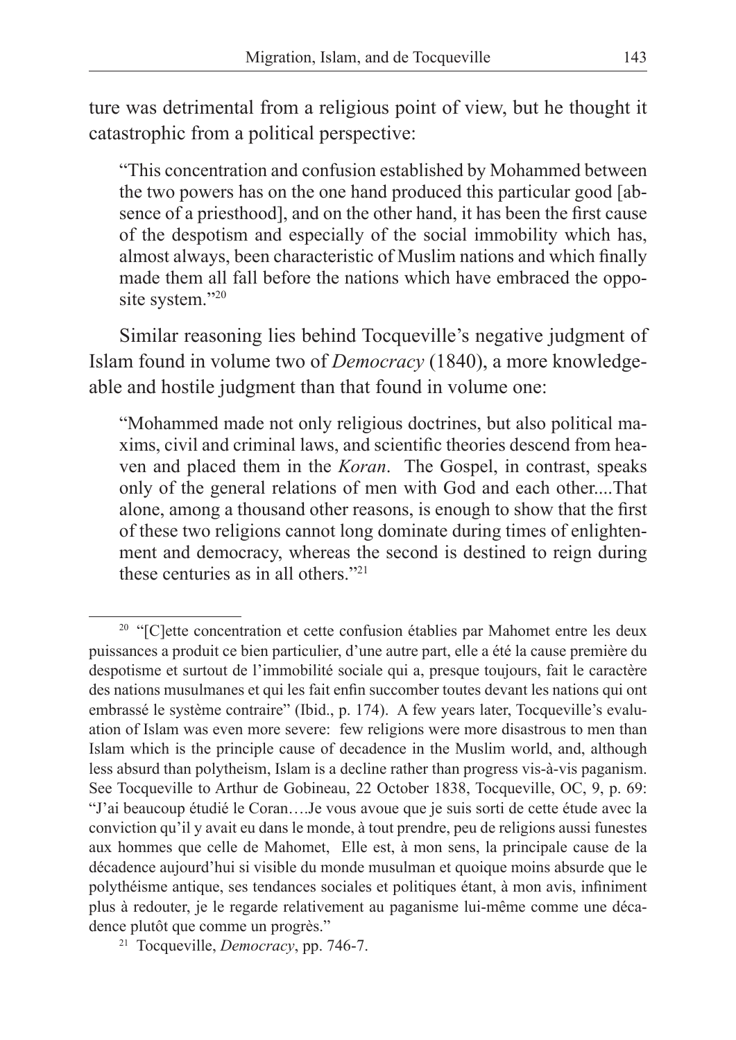ture was detrimental from a religious point of view, but he thought it catastrophic from a political perspective:

> "This concentration and confusion established by Mohammed between the two powers has on the one hand produced this particular good [absence of a priesthood], and on the other hand, it has been the first cause of the despotism and especially of the social immobility which has, almost always, been characteristic of Muslim nations and which finally made them all fall before the nations which have embraced the opposite system."[20]

Similar reasoning lies behind Tocqueville's negative judgment of Islam found in volume two of *Democracy* (1840), a more knowledgeable and hostile judgment than that found in volume one:

> "Mohammed made not only religious doctrines, but also political maxims, civil and criminal laws, and scientific theories descend from heaven and placed them in the *Koran*. The Gospel, in contrast, speaks only of the general relations of men with God and each other....That alone, among a thousand other reasons, is enough to show that the first of these two religions cannot long dominate during times of enlightenment and democracy, whereas the second is destined to reign during these centuries as in all others."[21]

---

[20] "[C]ette concentration et cette confusion établies par Mahomet entre les deux puissances a produit ce bien particulier, d'une autre part, elle a été la cause première du despotisme et surtout de l'immobilité sociale qui a, presque toujours, fait le caractère des nations musulmanes et qui les fait enfin succomber toutes devant les nations qui ont embrassé le système contraire" (Ibid., p. 174). A few years later, Tocqueville's evaluation of Islam was even more severe: few religions were more disastrous to men than Islam which is the principle cause of decadence in the Muslim world, and, although less absurd than polytheism, Islam is a decline rather than progress vis-à-vis paganism. See Tocqueville to Arthur de Gobineau, 22 October 1838, Tocqueville, OC, 9, p. 69: "J'ai beaucoup étudié le Coran….Je vous avoue que je suis sorti de cette étude avec la conviction qu'il y avait eu dans le monde, à tout prendre, peu de religions aussi funestes aux hommes que celle de Mahomet, Elle est, à mon sens, la principale cause de la décadence aujourd'hui si visible du monde musulman et quoique moins absurde que le polythéisme antique, ses tendances sociales et politiques étant, à mon avis, infiniment plus à redouter, je le regarde relativement au paganisme lui-même comme une décadence plutôt que comme un progrès."

[21] Tocqueville, *Democracy*, pp. 746-7.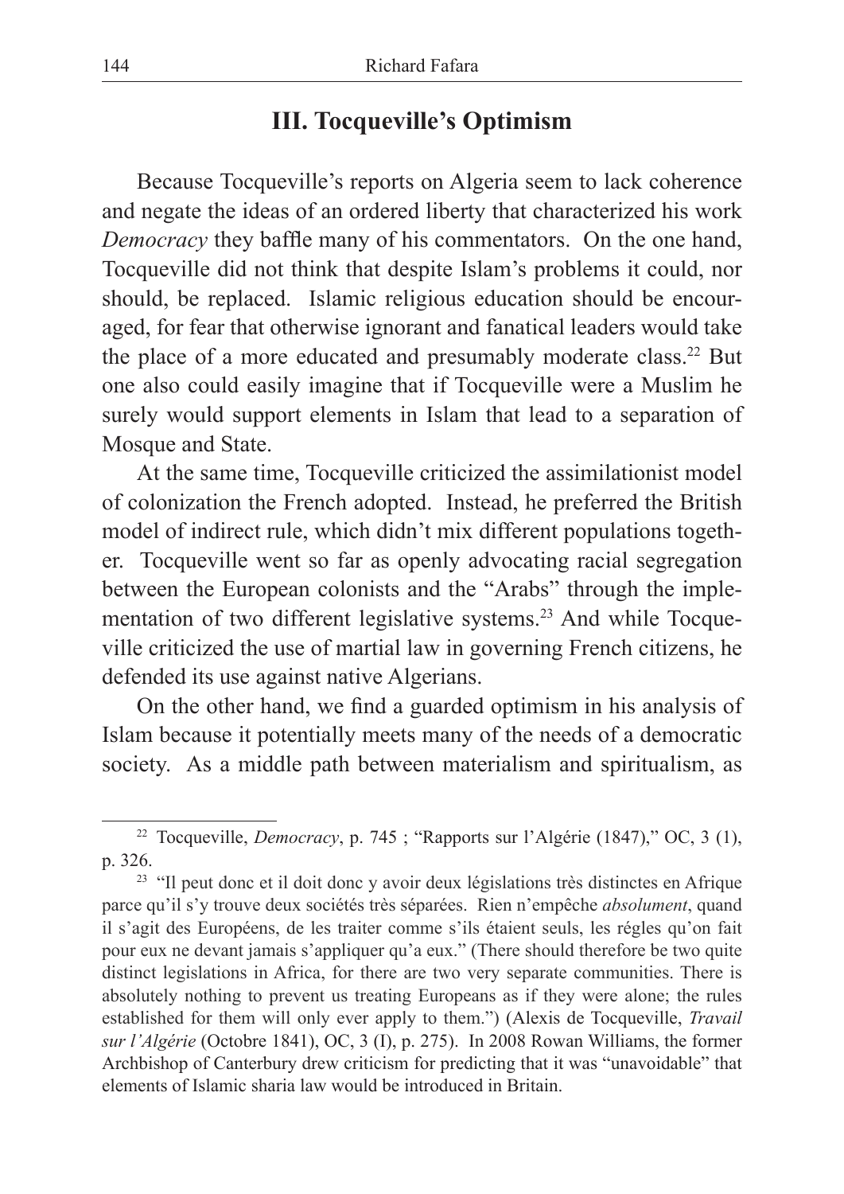## III. Tocqueville's Optimism

Because Tocqueville's reports on Algeria seem to lack coherence and negate the ideas of an ordered liberty that characterized his work *Democracy* they baffle many of his commentators. On the one hand, Tocqueville did not think that despite Islam's problems it could, nor should, be replaced. Islamic religious education should be encouraged, for fear that otherwise ignorant and fanatical leaders would take the place of a more educated and presumably moderate class.[22] But one also could easily imagine that if Tocqueville were a Muslim he surely would support elements in Islam that lead to a separation of Mosque and State.

At the same time, Tocqueville criticized the assimilationist model of colonization the French adopted. Instead, he preferred the British model of indirect rule, which didn't mix different populations together. Tocqueville went so far as openly advocating racial segregation between the European colonists and the "Arabs" through the implementation of two different legislative systems.[23] And while Tocqueville criticized the use of martial law in governing French citizens, he defended its use against native Algerians.

On the other hand, we find a guarded optimism in his analysis of Islam because it potentially meets many of the needs of a democratic society. As a middle path between materialism and spiritualism, as

---

[22] Tocqueville, *Democracy*, p. 745 ; "Rapports sur l'Algérie (1847)," OC, 3 (1), p. 326.

[23] "Il peut donc et il doit donc y avoir deux législations très distinctes en Afrique parce qu'il s'y trouve deux sociétés très séparées. Rien n'empêche *absolument*, quand il s'agit des Européens, de les traiter comme s'ils étaient seuls, les régles qu'on fait pour eux ne devant jamais s'appliquer qu'a eux." (There should therefore be two quite distinct legislations in Africa, for there are two very separate communities. There is absolutely nothing to prevent us treating Europeans as if they were alone; the rules established for them will only ever apply to them.") (Alexis de Tocqueville, *Travail sur l'Algérie* (Octobre 1841), OC, 3 (I), p. 275). In 2008 Rowan Williams, the former Archbishop of Canterbury drew criticism for predicting that it was "unavoidable" that elements of Islamic sharia law would be introduced in Britain.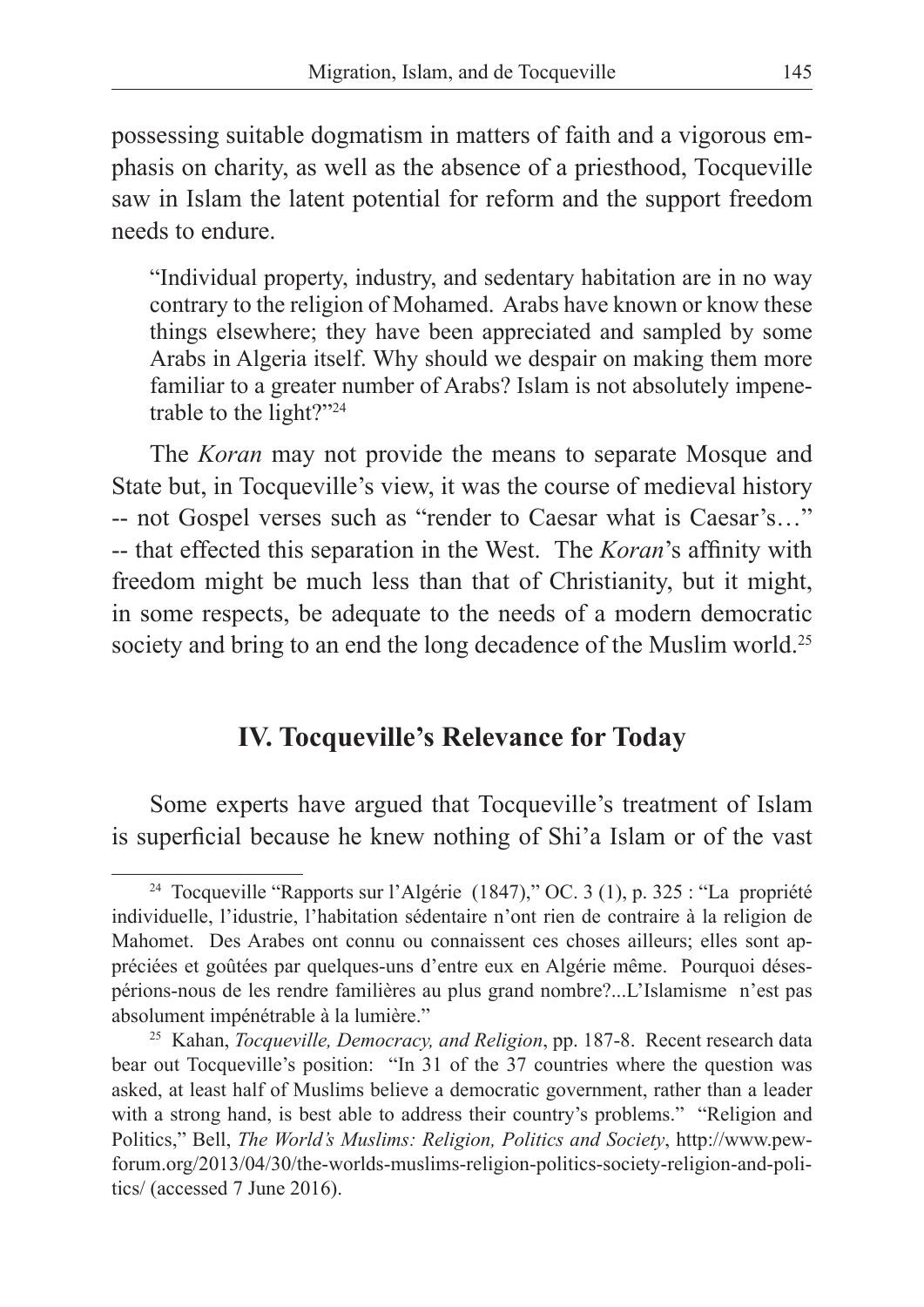possessing suitable dogmatism in matters of faith and a vigorous emphasis on charity, as well as the absence of a priesthood, Tocqueville saw in Islam the latent potential for reform and the support freedom needs to endure.

> "Individual property, industry, and sedentary habitation are in no way contrary to the religion of Mohamed. Arabs have known or know these things elsewhere; they have been appreciated and sampled by some Arabs in Algeria itself. Why should we despair on making them more familiar to a greater number of Arabs? Islam is not absolutely impenetrable to the light?"[24]

The *Koran* may not provide the means to separate Mosque and State but, in Tocqueville's view, it was the course of medieval history -- not Gospel verses such as "render to Caesar what is Caesar's…" -- that effected this separation in the West. The *Koran*'s affinity with freedom might be much less than that of Christianity, but it might, in some respects, be adequate to the needs of a modern democratic society and bring to an end the long decadence of the Muslim world.[25]

## IV. Tocqueville's Relevance for Today

Some experts have argued that Tocqueville's treatment of Islam is superficial because he knew nothing of Shi'a Islam or of the vast

---

[24] Tocqueville "Rapports sur l'Algérie (1847)," OC. 3 (1), p. 325 : "La propriété individuelle, l'idustrie, l'habitation sédentaire n'ont rien de contraire à la religion de Mahomet. Des Arabes ont connu ou connaissent ces choses ailleurs; elles sont appréciées et goûtées par quelques-uns d'entre eux en Algérie même. Pourquoi désespérions-nous de les rendre familières au plus grand nombre?...L'Islamisme n'est pas absolument impénétrable à la lumière."

[25] Kahan, *Tocqueville, Democracy, and Religion*, pp. 187-8. Recent research data bear out Tocqueville's position: "In 31 of the 37 countries where the question was asked, at least half of Muslims believe a democratic government, rather than a leader with a strong hand, is best able to address their country's problems." "Religion and Politics," Bell, *The World's Muslims: Religion, Politics and Society*, http://www.pewforum.org/2013/04/30/the-worlds-muslims-religion-politics-society-religion-and-politics/ (accessed 7 June 2016).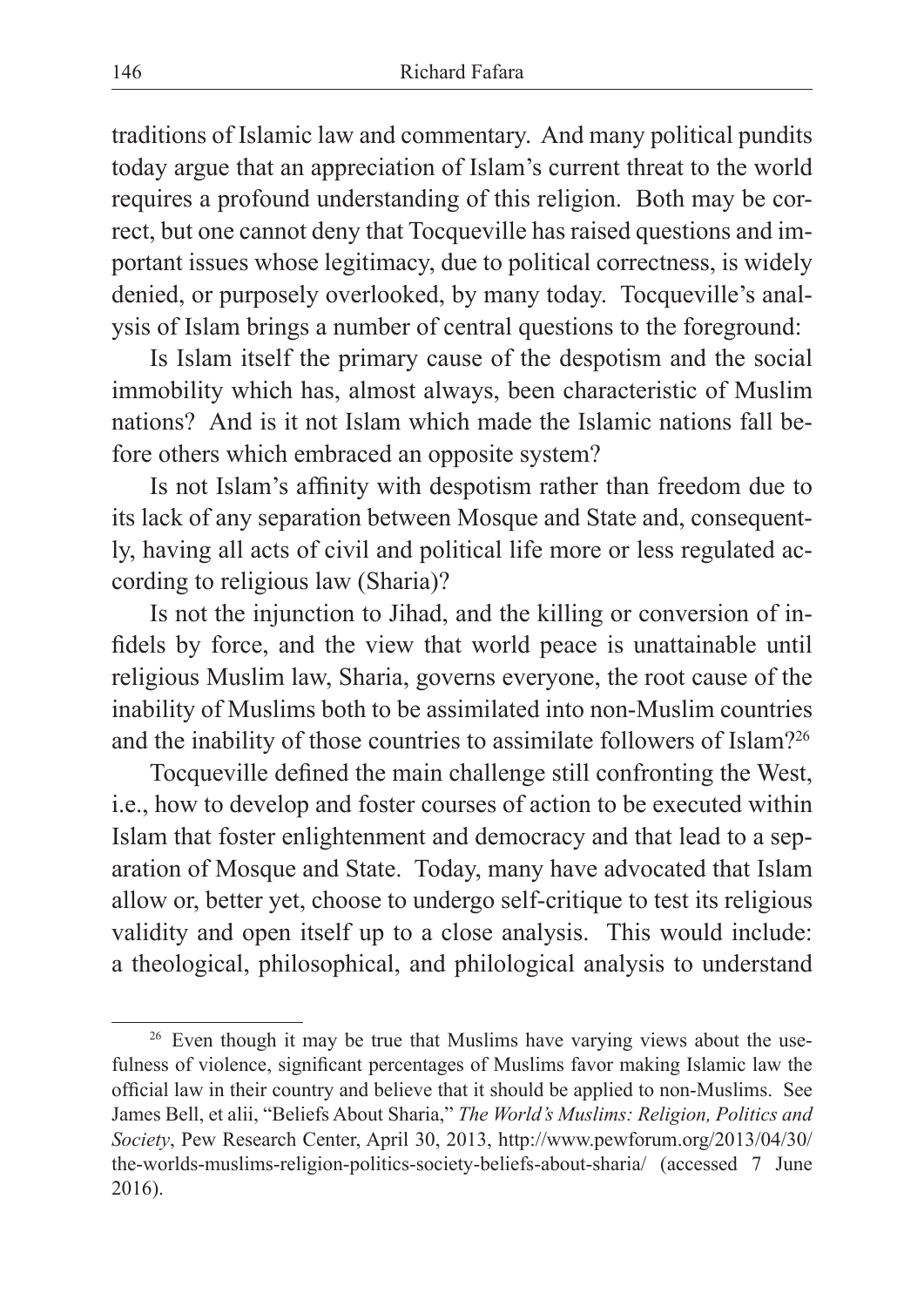traditions of Islamic law and commentary. And many political pundits today argue that an appreciation of Islam's current threat to the world requires a profound understanding of this religion. Both may be correct, but one cannot deny that Tocqueville has raised questions and important issues whose legitimacy, due to political correctness, is widely denied, or purposely overlooked, by many today. Tocqueville's analysis of Islam brings a number of central questions to the foreground:

Is Islam itself the primary cause of the despotism and the social immobility which has, almost always, been characteristic of Muslim nations? And is it not Islam which made the Islamic nations fall before others which embraced an opposite system?

Is not Islam's affinity with despotism rather than freedom due to its lack of any separation between Mosque and State and, consequently, having all acts of civil and political life more or less regulated according to religious law (Sharia)?

Is not the injunction to Jihad, and the killing or conversion of infidels by force, and the view that world peace is unattainable until religious Muslim law, Sharia, governs everyone, the root cause of the inability of Muslims both to be assimilated into non-Muslim countries and the inability of those countries to assimilate followers of Islam?[26]

Tocqueville defined the main challenge still confronting the West, i.e., how to develop and foster courses of action to be executed within Islam that foster enlightenment and democracy and that lead to a separation of Mosque and State. Today, many have advocated that Islam allow or, better yet, choose to undergo self-critique to test its religious validity and open itself up to a close analysis. This would include: a theological, philosophical, and philological analysis to understand

---

[26] Even though it may be true that Muslims have varying views about the usefulness of violence, significant percentages of Muslims favor making Islamic law the official law in their country and believe that it should be applied to non-Muslims. See James Bell, et alii, "Beliefs About Sharia," *The World's Muslims: Religion, Politics and Society*, Pew Research Center, April 30, 2013, http://www.pewforum.org/2013/04/30/the-worlds-muslims-religion-politics-society-beliefs-about-sharia/ (accessed 7 June 2016).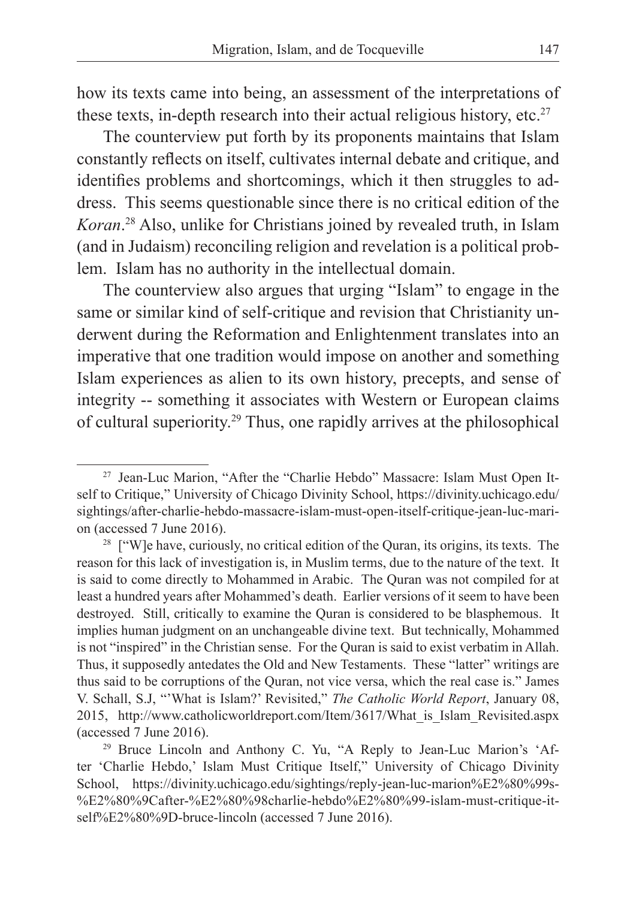how its texts came into being, an assessment of the interpretations of these texts, in-depth research into their actual religious history, etc.[27]

The counterview put forth by its proponents maintains that Islam constantly reflects on itself, cultivates internal debate and critique, and identifies problems and shortcomings, which it then struggles to address. This seems questionable since there is no critical edition of the *Koran*.[28] Also, unlike for Christians joined by revealed truth, in Islam (and in Judaism) reconciling religion and revelation is a political problem. Islam has no authority in the intellectual domain.

The counterview also argues that urging "Islam" to engage in the same or similar kind of self-critique and revision that Christianity underwent during the Reformation and Enlightenment translates into an imperative that one tradition would impose on another and something Islam experiences as alien to its own history, precepts, and sense of integrity -- something it associates with Western or European claims of cultural superiority.[29] Thus, one rapidly arrives at the philosophical

---

[27] Jean-Luc Marion, "After the "Charlie Hebdo" Massacre: Islam Must Open Itself to Critique," University of Chicago Divinity School, https://divinity.uchicago.edu/sightings/after-charlie-hebdo-massacre-islam-must-open-itself-critique-jean-luc-marion (accessed 7 June 2016).

[28] ["W]e have, curiously, no critical edition of the Quran, its origins, its texts. The reason for this lack of investigation is, in Muslim terms, due to the nature of the text. It is said to come directly to Mohammed in Arabic. The Quran was not compiled for at least a hundred years after Mohammed's death. Earlier versions of it seem to have been destroyed. Still, critically to examine the Quran is considered to be blasphemous. It implies human judgment on an unchangeable divine text. But technically, Mohammed is not "inspired" in the Christian sense. For the Quran is said to exist verbatim in Allah. Thus, it supposedly antedates the Old and New Testaments. These "latter" writings are thus said to be corruptions of the Quran, not vice versa, which the real case is." James V. Schall, S.J, "'What is Islam?' Revisited," *The Catholic World Report*, January 08, 2015, http://www.catholicworldreport.com/Item/3617/What_is_Islam_Revisited.aspx (accessed 7 June 2016).

[29] Bruce Lincoln and Anthony C. Yu, "A Reply to Jean-Luc Marion's 'After 'Charlie Hebdo,' Islam Must Critique Itself," University of Chicago Divinity School, https://divinity.uchicago.edu/sightings/reply-jean-luc-marion%E2%80%99s-%E2%80%9Cafter-%E2%80%98charlie-hebdo%E2%80%99-islam-must-critique-itself%E2%80%9D-bruce-lincoln (accessed 7 June 2016).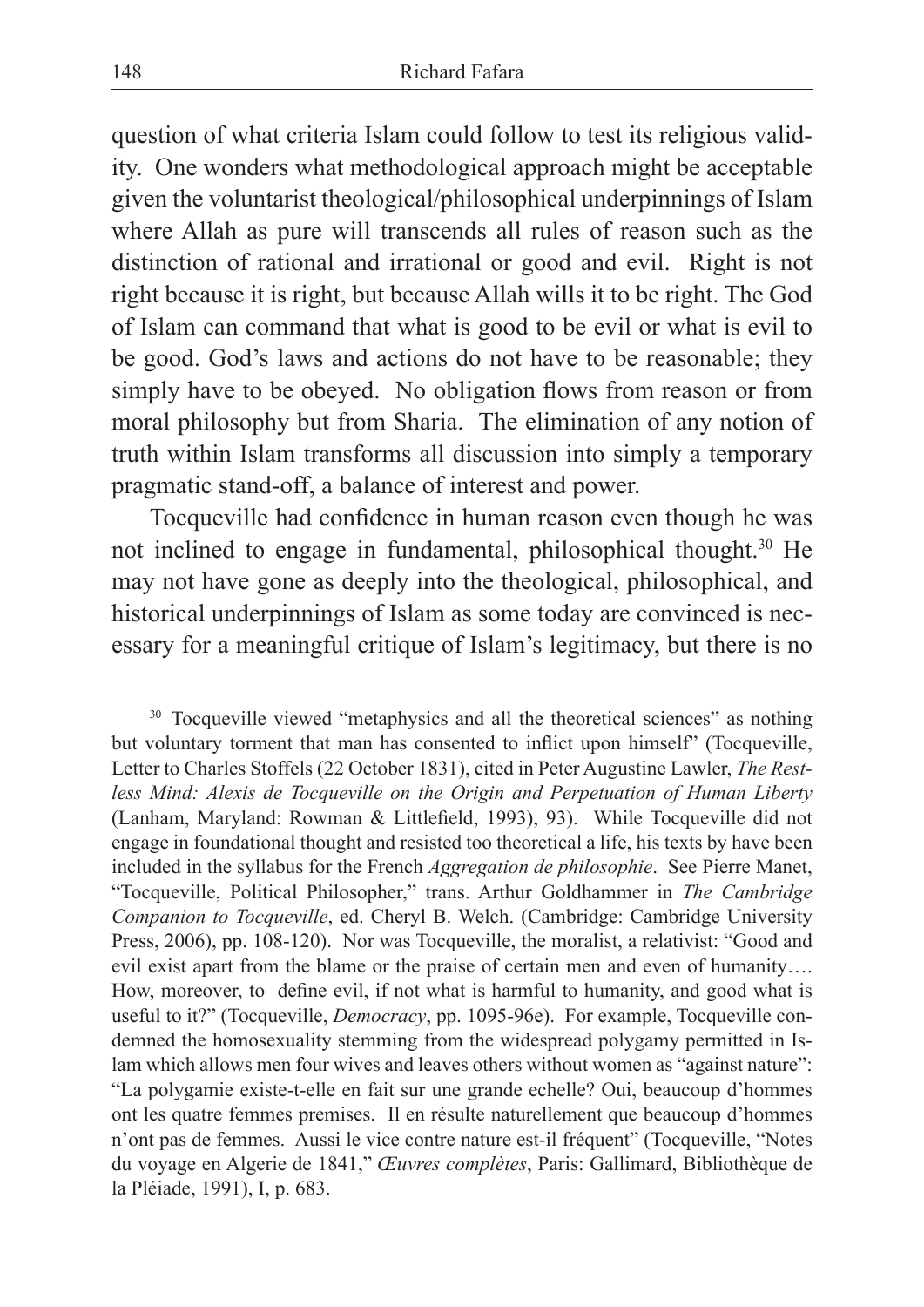question of what criteria Islam could follow to test its religious validity. One wonders what methodological approach might be acceptable given the voluntarist theological/philosophical underpinnings of Islam where Allah as pure will transcends all rules of reason such as the distinction of rational and irrational or good and evil. Right is not right because it is right, but because Allah wills it to be right. The God of Islam can command that what is good to be evil or what is evil to be good. God's laws and actions do not have to be reasonable; they simply have to be obeyed. No obligation flows from reason or from moral philosophy but from Sharia. The elimination of any notion of truth within Islam transforms all discussion into simply a temporary pragmatic stand-off, a balance of interest and power.

Tocqueville had confidence in human reason even though he was not inclined to engage in fundamental, philosophical thought.[30] He may not have gone as deeply into the theological, philosophical, and historical underpinnings of Islam as some today are convinced is necessary for a meaningful critique of Islam's legitimacy, but there is no

---

[30] Tocqueville viewed "metaphysics and all the theoretical sciences" as nothing but voluntary torment that man has consented to inflict upon himself" (Tocqueville, Letter to Charles Stoffels (22 October 1831), cited in Peter Augustine Lawler, *The Restless Mind: Alexis de Tocqueville on the Origin and Perpetuation of Human Liberty* (Lanham, Maryland: Rowman & Littlefield, 1993), 93). While Tocqueville did not engage in foundational thought and resisted too theoretical a life, his texts by have been included in the syllabus for the French *Aggregation de philosophie*. See Pierre Manet, "Tocqueville, Political Philosopher," trans. Arthur Goldhammer in *The Cambridge Companion to Tocqueville*, ed. Cheryl B. Welch. (Cambridge: Cambridge University Press, 2006), pp. 108-120). Nor was Tocqueville, the moralist, a relativist: "Good and evil exist apart from the blame or the praise of certain men and even of humanity…. How, moreover, to define evil, if not what is harmful to humanity, and good what is useful to it?" (Tocqueville, *Democracy*, pp. 1095-96e). For example, Tocqueville condemned the homosexuality stemming from the widespread polygamy permitted in Islam which allows men four wives and leaves others without women as "against nature": "La polygamie existe-t-elle en fait sur une grande echelle? Oui, beaucoup d'hommes ont les quatre femmes premises. Il en résulte naturellement que beaucoup d'hommes n'ont pas de femmes. Aussi le vice contre nature est-il fréquent" (Tocqueville, "Notes du voyage en Algerie de 1841," *Œuvres complètes*, Paris: Gallimard, Bibliothèque de la Pléiade, 1991), I, p. 683.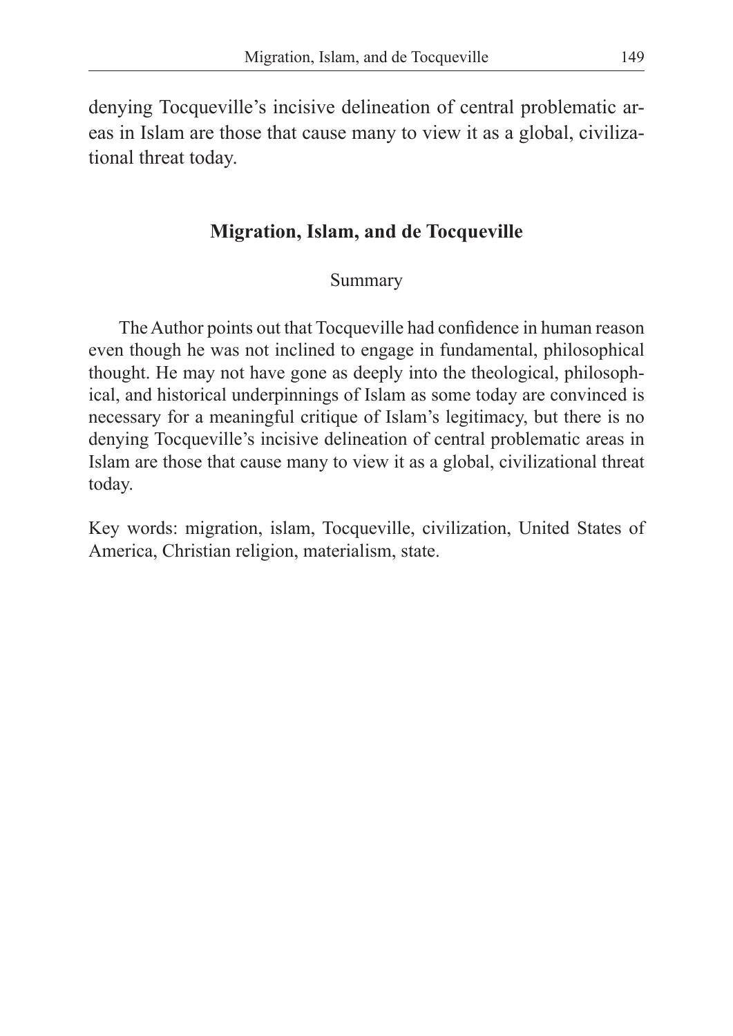denying Tocqueville's incisive delineation of central problematic areas in Islam are those that cause many to view it as a global, civilizational threat today.

## Migration, Islam, and de Tocqueville

Summary

The Author points out that Tocqueville had confidence in human reason even though he was not inclined to engage in fundamental, philosophical thought. He may not have gone as deeply into the theological, philosophical, and historical underpinnings of Islam as some today are convinced is necessary for a meaningful critique of Islam's legitimacy, but there is no denying Tocqueville's incisive delineation of central problematic areas in Islam are those that cause many to view it as a global, civilizational threat today.

Key words: migration, islam, Tocqueville, civilization, United States of America, Christian religion, materialism, state.